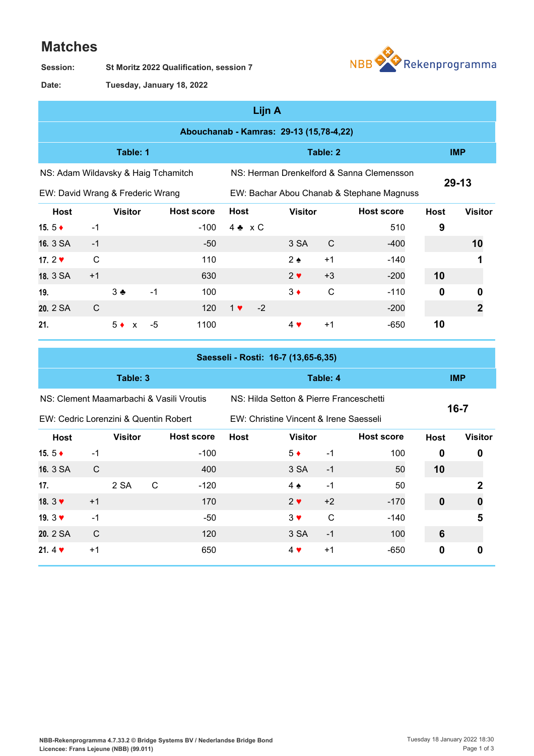# Matches

**Session:** St Moritz 2022 Qualification, session 7

**Date:** Tuesday, January 18, 2022

## Lijn A

### Abouchanab - Kamras: 29-13 (15,78-4,22)

| Table: 1 | | | | | Table: 2 | | | | | IMP | |
|---|---|---|---|---|---|---|---|---|---|---|---|
| NS: Adam Wildavsky & Haig Tchamitch | | | | | NS: Herman Drenkelford & Sanna Clemensson | | | | | 29-13 | |
| EW: David Wrang & Frederic Wrang | | | | | EW: Bachar Abou Chanab & Stephane Magnuss | | | | | | |
| Host | | Visitor | | Host score | Host | | Visitor | | Host score | Host | Visitor |
| 15. 5 ♦ | -1 | | | -100 | 4 ♣ x | C | | | 510 | 9 | |
| 16. 3 SA | -1 | | | -50 | | | 3 SA | C | -400 | | 10 |
| 17. 2 ♥ | C | | | 110 | | | 2 ♠ | +1 | -140 | | 1 |
| 18. 3 SA | +1 | | | 630 | | | 2 ♥ | +3 | -200 | 10 | |
| 19. | | 3 ♣ | -1 | 100 | | | 3 ♦ | C | -110 | 0 | 0 |
| 20. 2 SA | C | | | 120 | 1 ♥ | -2 | | | -200 | | 2 |
| 21. | | 5 ♦ x | -5 | 1100 | | | 4 ♥ | +1 | -650 | 10 | |

### Saesseli - Rosti: 16-7 (13,65-6,35)

| Table: 3 | | | | | Table: 4 | | | | | IMP | |
|---|---|---|---|---|---|---|---|---|---|---|---|
| NS: Clement Maamarbachi & Vasili Vroutis | | | | | NS: Hilda Setton & Pierre Franceschetti | | | | | 16-7 | |
| EW: Cedric Lorenzini & Quentin Robert | | | | | EW: Christine Vincent & Irene Saesseli | | | | | | |
| Host | | Visitor | | Host score | Host | | Visitor | | Host score | Host | Visitor |
| 15. 5 ♦ | -1 | | | -100 | | | 5 ♦ | -1 | 100 | 0 | 0 |
| 16. 3 SA | C | | | 400 | | | 3 SA | -1 | 50 | 10 | |
| 17. | | 2 SA | C | -120 | | | 4 ♠ | -1 | 50 | | 2 |
| 18. 3 ♥ | +1 | | | 170 | | | 2 ♥ | +2 | -170 | 0 | 0 |
| 19. 3 ♥ | -1 | | | -50 | | | 3 ♥ | C | -140 | | 5 |
| 20. 2 SA | C | | | 120 | | | 3 SA | -1 | 100 | 6 | |
| 21. 4 ♥ | +1 | | | 650 | | | 4 ♥ | +1 | -650 | 0 | 0 |

NBB-Rekenprogramma 4.7.33.2 © Bridge Systems BV / Nederlandse Bridge Bond
Licencee: Frans Lejeune (NBB) (99.011)

Tuesday 18 January 2022 18:30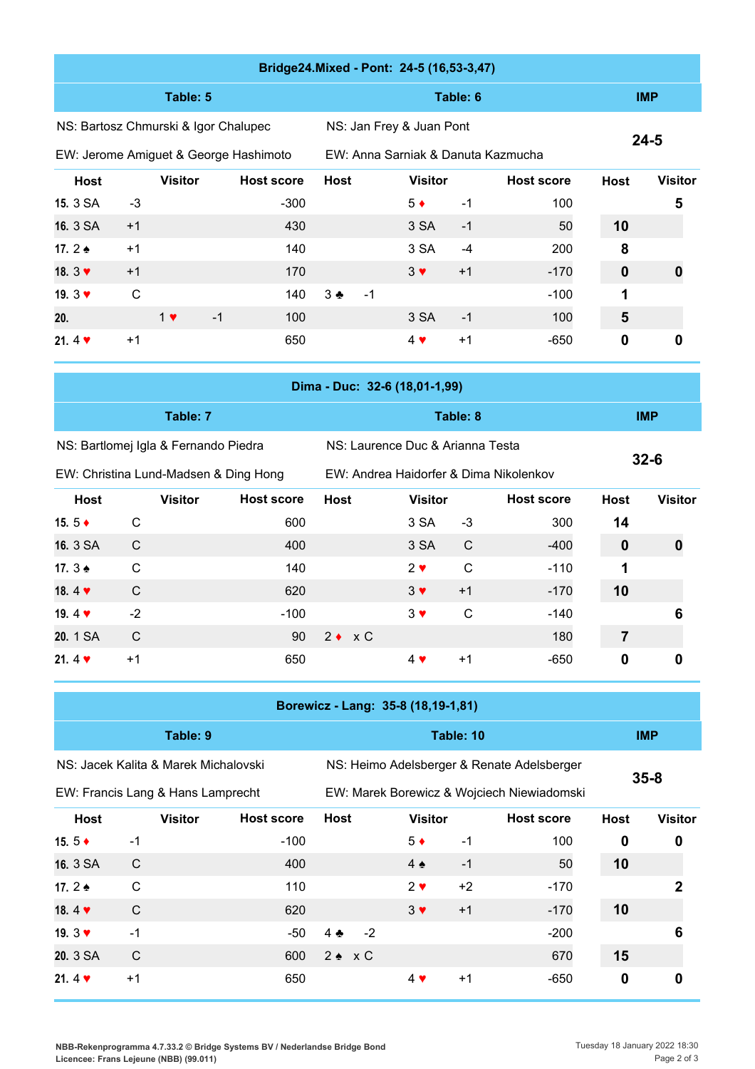## Bridge24.Mixed - Pont: 24-5 (16,53-3,47)

| Table: 5 | | | | Table: 6 | | | | IMP | |
|---|---|---|---|---|---|---|---|---|---|
| NS: Bartosz Chmurski & Igor Chalupec | | | | NS: Jan Frey & Juan Pont | | | | 24-5 | |
| EW: Jerome Amiguet & George Hashimoto | | | | EW: Anna Sarniak & Danuta Kazmucha | | | | | |
| **Host** | | **Visitor** | **Host score** | **Host** | **Visitor** | | **Host score** | **Host** | **Visitor** |
| **15.** 3 SA | -3 | | -300 | | 5 ♦ | -1 | 100 | | 5 |
| **16.** 3 SA | +1 | | 430 | | 3 SA | -1 | 50 | 10 | |
| **17.** 2 ♠ | +1 | | 140 | | 3 SA | -4 | 200 | 8 | |
| **18.** 3 ♥ | +1 | | 170 | | 3 ♥ | +1 | -170 | 0 | 0 |
| **19.** 3 ♥ | C | | 140 | 3 ♣ -1 | | | -100 | 1 | |
| **20.** | | 1 ♥ -1 | 100 | | 3 SA | -1 | 100 | 5 | |
| **21.** 4 ♥ | +1 | | 650 | | 4 ♥ | +1 | -650 | 0 | 0 |

## Dima - Duc: 32-6 (18,01-1,99)

| Table: 7 | | | | Table: 8 | | | | IMP | |
|---|---|---|---|---|---|---|---|---|---|
| NS: Bartlomej Igla & Fernando Piedra | | | | NS: Laurence Duc & Arianna Testa | | | | 32-6 | |
| EW: Christina Lund-Madsen & Ding Hong | | | | EW: Andrea Haidorfer & Dima Nikolenkov | | | | | |
| **Host** | | **Visitor** | **Host score** | **Host** | **Visitor** | | **Host score** | **Host** | **Visitor** |
| **15.** 5 ♦ | C | | 600 | | 3 SA | -3 | 300 | 14 | |
| **16.** 3 SA | C | | 400 | | 3 SA | C | -400 | 0 | 0 |
| **17.** 3 ♠ | C | | 140 | | 2 ♥ | C | -110 | 1 | |
| **18.** 4 ♥ | C | | 620 | | 3 ♥ | +1 | -170 | 10 | |
| **19.** 4 ♥ | -2 | | -100 | | 3 ♥ | C | -140 | | 6 |
| **20.** 1 SA | C | | 90 | 2 ♦ x C | | | 180 | 7 | |
| **21.** 4 ♥ | +1 | | 650 | | 4 ♥ | +1 | -650 | 0 | 0 |

## Borewicz - Lang: 35-8 (18,19-1,81)

| Table: 9 | | | | Table: 10 | | | | IMP | |
|---|---|---|---|---|---|---|---|---|---|
| NS: Jacek Kalita & Marek Michalovski | | | | NS: Heimo Adelsberger & Renate Adelsberger | | | | 35-8 | |
| EW: Francis Lang & Hans Lamprecht | | | | EW: Marek Borewicz & Wojciech Niewiadomski | | | | | |
| **Host** | | **Visitor** | **Host score** | **Host** | **Visitor** | | **Host score** | **Host** | **Visitor** |
| **15.** 5 ♦ | -1 | | -100 | | 5 ♦ | -1 | 100 | 0 | 0 |
| **16.** 3 SA | C | | 400 | | 4 ♠ | -1 | 50 | 10 | |
| **17.** 2 ♠ | C | | 110 | | 2 ♥ | +2 | -170 | | 2 |
| **18.** 4 ♥ | C | | 620 | | 3 ♥ | +1 | -170 | 10 | |
| **19.** 3 ♥ | -1 | | -50 | 4 ♣ -2 | | | -200 | | 6 |
| **20.** 3 SA | C | | 600 | 2 ♠ x C | | | 670 | 15 | |
| **21.** 4 ♥ | +1 | | 650 | | 4 ♥ | +1 | -650 | 0 | 0 |

NBB-Rekenprogramma 4.7.33.2 © Bridge Systems BV / Nederlandse Bridge Bond
Licencee: Frans Lejeune (NBB) (99.011)

Tuesday 18 January 2022 18:30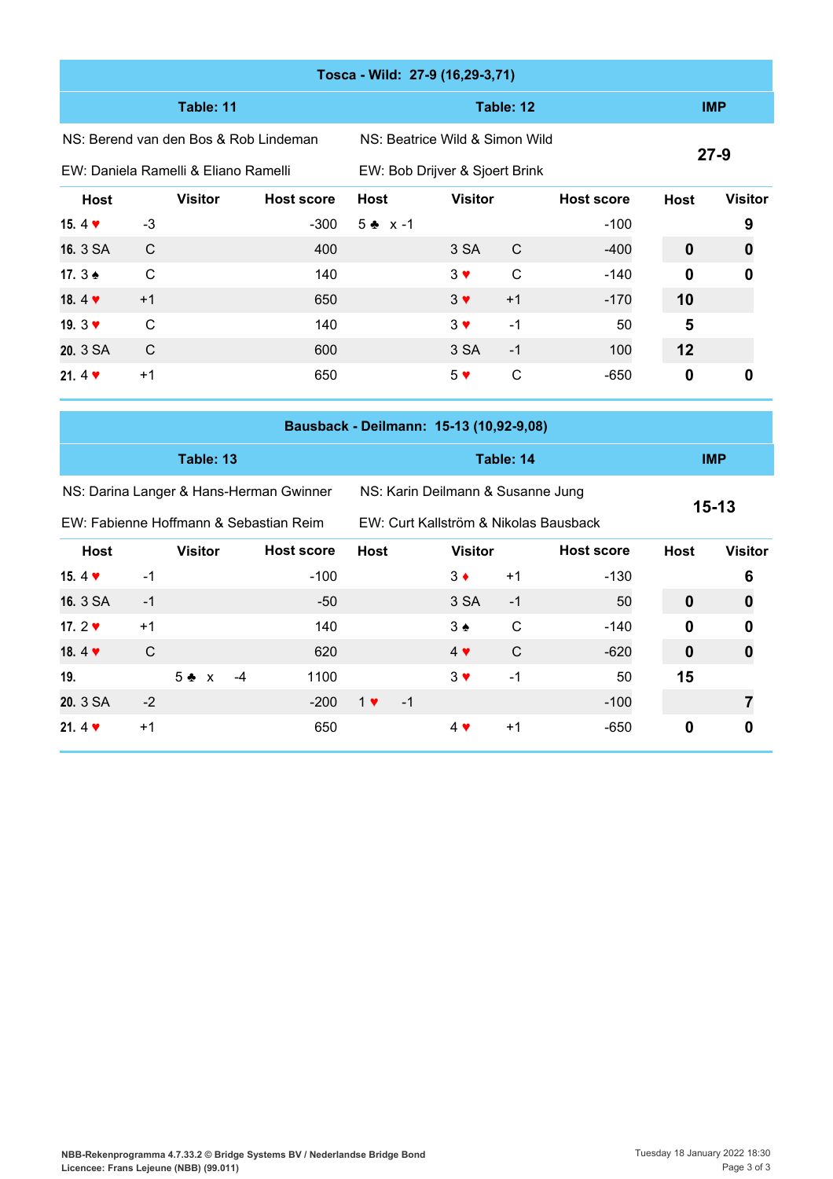## Tosca - Wild: 27-9 (16,29-3,71)

| Table: 11 | | | Table: 12 | | | IMP | |
|---|---|---|---|---|---|---|---|
| NS: Berend van den Bos & Rob Lindeman | | | NS: Beatrice Wild & Simon Wild | | | 27-9 | |
| EW: Daniela Ramelli & Eliano Ramelli | | | EW: Bob Drijver & Sjoert Brink | | | | |
| Host | Visitor | Host score | Host | Visitor | Host score | Host | Visitor |
| **15.** 4 ♥ -3 | | -300 | 5 ♣ x -1 | | -100 | | 9 |
| **16.** 3 SA C | | 400 | | 3 SA C | -400 | 0 | 0 |
| **17.** 3 ♠ C | | 140 | | 3 ♥ C | -140 | 0 | 0 |
| **18.** 4 ♥ +1 | | 650 | | 3 ♥ +1 | -170 | 10 | |
| **19.** 3 ♥ C | | 140 | | 3 ♥ -1 | 50 | 5 | |
| **20.** 3 SA C | | 600 | 3 SA -1 | | 100 | 12 | |
| **21.** 4 ♥ +1 | | 650 | | 5 ♥ C | -650 | 0 | 0 |

## Bausback - Deilmann: 15-13 (10,92-9,08)

| Table: 13 | | | Table: 14 | | | IMP | |
|---|---|---|---|---|---|---|---|
| NS: Darina Langer & Hans-Herman Gwinner | | | NS: Karin Deilmann & Susanne Jung | | | 15-13 | |
| EW: Fabienne Hoffmann & Sebastian Reim | | | EW: Curt Kallström & Nikolas Bausback | | | | |
| Host | Visitor | Host score | Host | Visitor | Host score | Host | Visitor |
| **15.** 4 ♥ -1 | | -100 | | 3 ♦ +1 | -130 | | 6 |
| **16.** 3 SA -1 | | -50 | | 3 SA -1 | 50 | 0 | 0 |
| **17.** 2 ♥ +1 | | 140 | | 3 ♠ C | -140 | 0 | 0 |
| **18.** 4 ♥ C | | 620 | | 4 ♥ C | -620 | 0 | 0 |
| **19.** | 5 ♣ x -4 | 1100 | | 3 ♥ -1 | 50 | 15 | |
| **20.** 3 SA -2 | | -200 | 1 ♥ -1 | | -100 | | 7 |
| **21.** 4 ♥ +1 | | 650 | | 4 ♥ +1 | -650 | 0 | 0 |

NBB-Rekenprogramma 4.7.33.2 © Bridge Systems BV / Nederlandse Bridge Bond
Licencee: Frans Lejeune (NBB) (99.011)

Tuesday 18 January 2022 18:30